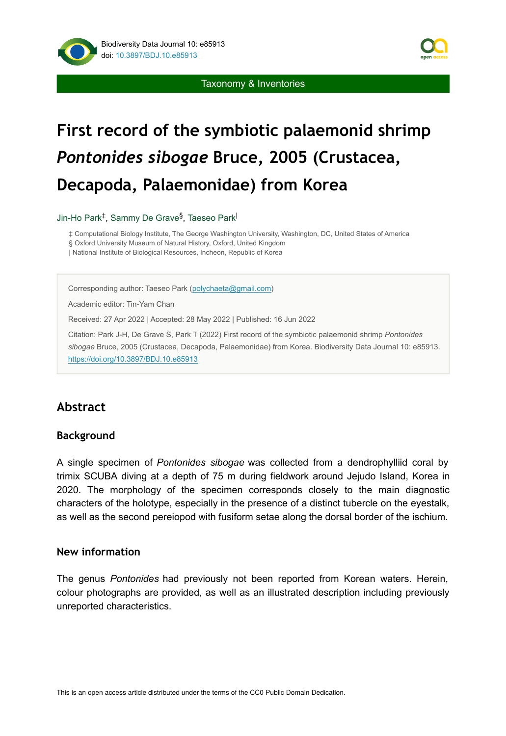Taxonomy & Inventories

# First record of the symbiotic palaemonid shrimp *Pontonides sibogae* Bruce, 2005 (Crustacea, Decapoda, Palaemonidae) from Korea

Jin-Ho Park[‡], Sammy De Grave[§], Taeseo Park[|]

‡ Computational Biology Institute, The George Washington University, Washington, DC, United States of America
§ Oxford University Museum of Natural History, Oxford, United Kingdom
| National Institute of Biological Resources, Incheon, Republic of Korea

Corresponding author: Taeseo Park (polychaeta@gmail.com)

Academic editor: Tin-Yam Chan

Received: 27 Apr 2022 | Accepted: 28 May 2022 | Published: 16 Jun 2022

Citation: Park J-H, De Grave S, Park T (2022) First record of the symbiotic palaemonid shrimp *Pontonides sibogae* Bruce, 2005 (Crustacea, Decapoda, Palaemonidae) from Korea. Biodiversity Data Journal 10: e85913. https://doi.org/10.3897/BDJ.10.e85913

## Abstract

### Background

A single specimen of *Pontonides sibogae* was collected from a dendrophylliid coral by trimix SCUBA diving at a depth of 75 m during fieldwork around Jejudo Island, Korea in 2020. The morphology of the specimen corresponds closely to the main diagnostic characters of the holotype, especially in the presence of a distinct tubercle on the eyestalk, as well as the second pereiopod with fusiform setae along the dorsal border of the ischium.

### New information

The genus *Pontonides* had previously not been reported from Korean waters. Herein, colour photographs are provided, as well as an illustrated description including previously unreported characteristics.

This is an open access article distributed under the terms of the CC0 Public Domain Dedication.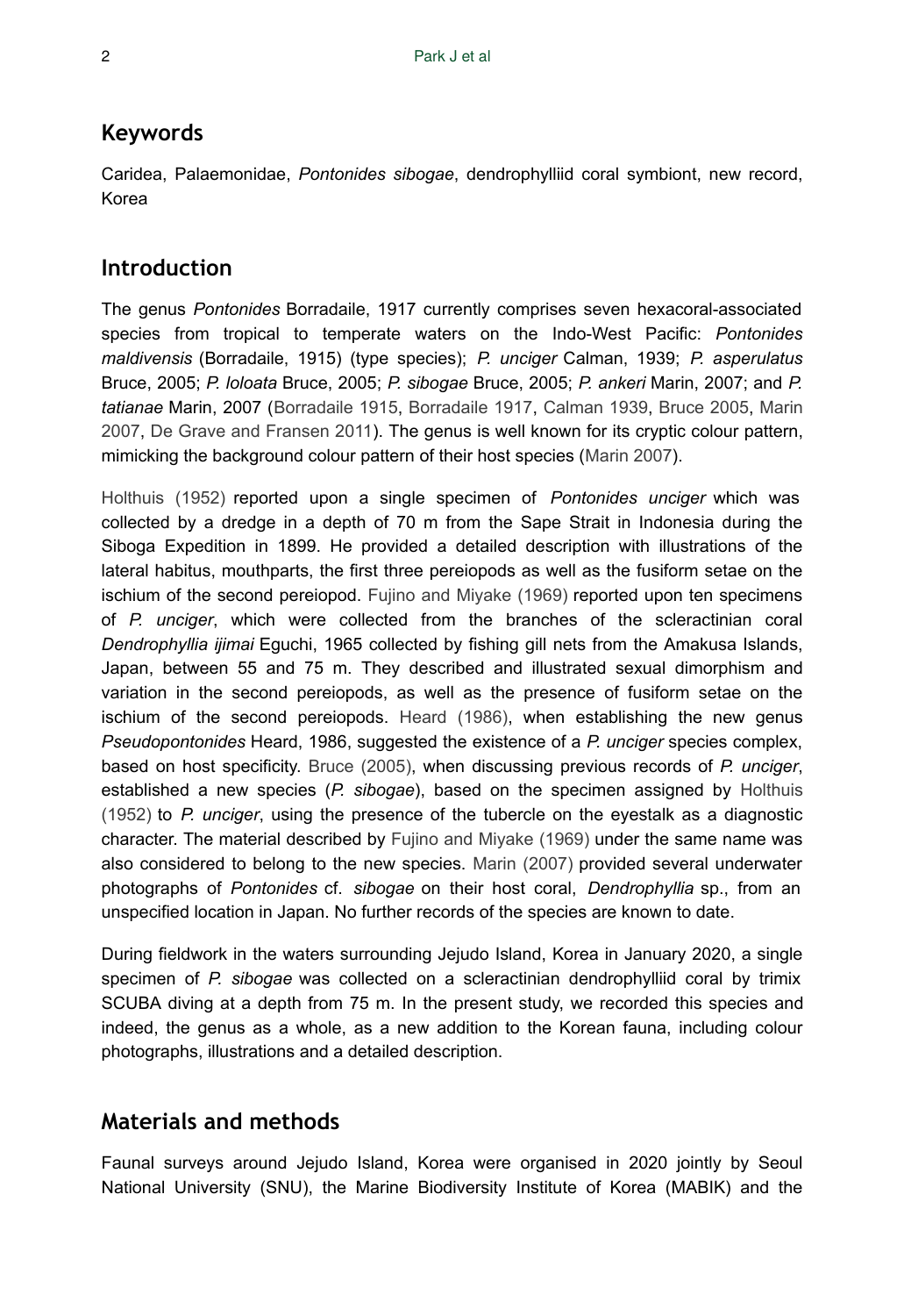## Keywords

Caridea, Palaemonidae, *Pontonides sibogae*, dendrophylliid coral symbiont, new record, Korea

## Introduction

The genus *Pontonides* Borradaile, 1917 currently comprises seven hexacoral-associated species from tropical to temperate waters on the Indo-West Pacific: *Pontonides maldivensis* (Borradaile, 1915) (type species); *P. unciger* Calman, 1939; *P. asperulatus* Bruce, 2005; *P. loloata* Bruce, 2005; *P. sibogae* Bruce, 2005; *P. ankeri* Marin, 2007; and *P. tatianae* Marin, 2007 (Borradaile 1915, Borradaile 1917, Calman 1939, Bruce 2005, Marin 2007, De Grave and Fransen 2011). The genus is well known for its cryptic colour pattern, mimicking the background colour pattern of their host species (Marin 2007).

Holthuis (1952) reported upon a single specimen of *Pontonides unciger* which was collected by a dredge in a depth of 70 m from the Sape Strait in Indonesia during the Siboga Expedition in 1899. He provided a detailed description with illustrations of the lateral habitus, mouthparts, the first three pereiopods as well as the fusiform setae on the ischium of the second pereiopod. Fujino and Miyake (1969) reported upon ten specimens of *P. unciger*, which were collected from the branches of the scleractinian coral *Dendrophyllia ijimai* Eguchi, 1965 collected by fishing gill nets from the Amakusa Islands, Japan, between 55 and 75 m. They described and illustrated sexual dimorphism and variation in the second pereiopods, as well as the presence of fusiform setae on the ischium of the second pereiopods. Heard (1986), when establishing the new genus *Pseudopontonides* Heard, 1986, suggested the existence of a *P. unciger* species complex, based on host specificity. Bruce (2005), when discussing previous records of *P. unciger*, established a new species (*P. sibogae*), based on the specimen assigned by Holthuis (1952) to *P. unciger*, using the presence of the tubercle on the eyestalk as a diagnostic character. The material described by Fujino and Miyake (1969) under the same name was also considered to belong to the new species. Marin (2007) provided several underwater photographs of *Pontonides* cf. *sibogae* on their host coral, *Dendrophyllia* sp., from an unspecified location in Japan. No further records of the species are known to date.

During fieldwork in the waters surrounding Jejudo Island, Korea in January 2020, a single specimen of *P. sibogae* was collected on a scleractinian dendrophylliid coral by trimix SCUBA diving at a depth from 75 m. In the present study, we recorded this species and indeed, the genus as a whole, as a new addition to the Korean fauna, including colour photographs, illustrations and a detailed description.

## Materials and methods

Faunal surveys around Jejudo Island, Korea were organised in 2020 jointly by Seoul National University (SNU), the Marine Biodiversity Institute of Korea (MABIK) and the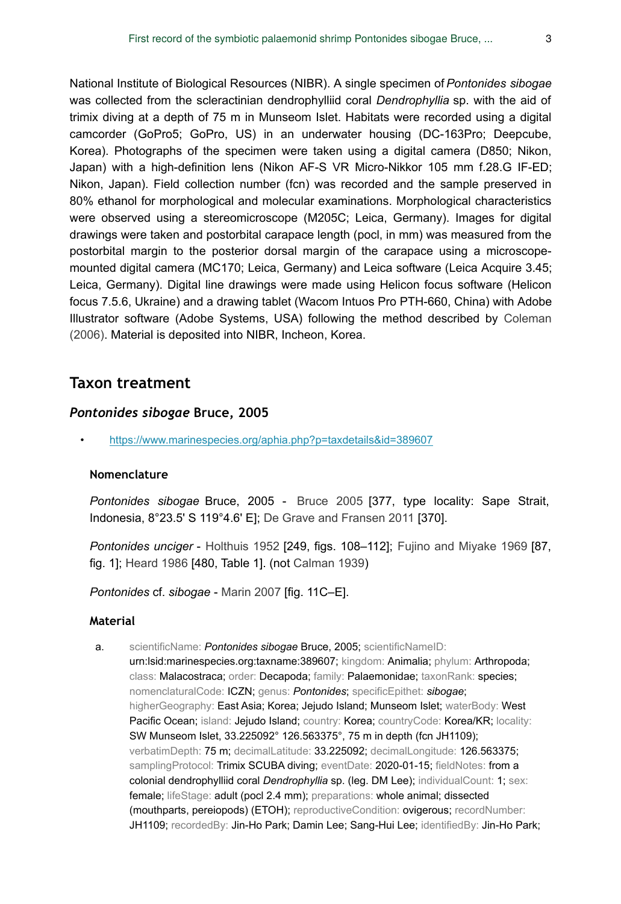National Institute of Biological Resources (NIBR). A single specimen of *Pontonides sibogae* was collected from the scleractinian dendrophylliid coral *Dendrophyllia* sp. with the aid of trimix diving at a depth of 75 m in Munseom Islet. Habitats were recorded using a digital camcorder (GoPro5; GoPro, US) in an underwater housing (DC-163Pro; Deepcube, Korea). Photographs of the specimen were taken using a digital camera (D850; Nikon, Japan) with a high-definition lens (Nikon AF-S VR Micro-Nikkor 105 mm f.28.G IF-ED; Nikon, Japan). Field collection number (fcn) was recorded and the sample preserved in 80% ethanol for morphological and molecular examinations. Morphological characteristics were observed using a stereomicroscope (M205C; Leica, Germany). Images for digital drawings were taken and postorbital carapace length (pocl, in mm) was measured from the postorbital margin to the posterior dorsal margin of the carapace using a microscope-mounted digital camera (MC170; Leica, Germany) and Leica software (Leica Acquire 3.45; Leica, Germany). Digital line drawings were made using Helicon focus software (Helicon focus 7.5.6, Ukraine) and a drawing tablet (Wacom Intuos Pro PTH-660, China) with Adobe Illustrator software (Adobe Systems, USA) following the method described by Coleman (2006). Material is deposited into NIBR, Incheon, Korea.

## Taxon treatment

### *Pontonides sibogae* Bruce, 2005

- https://www.marinespecies.org/aphia.php?p=taxdetails&id=389607

#### Nomenclature

*Pontonides sibogae* Bruce, 2005 - Bruce 2005 [377, type locality: Sape Strait, Indonesia, 8°23.5' S 119°4.6' E]; De Grave and Fransen 2011 [370].

*Pontonides unciger* - Holthuis 1952 [249, figs. 108–112]; Fujino and Miyake 1969 [87, fig. 1]; Heard 1986 [480, Table 1]. (not Calman 1939)

*Pontonides* cf. *sibogae* - Marin 2007 [fig. 11C–E].

#### Material

a. scientificName: ***Pontonides sibogae*** Bruce, 2005; scientificNameID: urn:lsid:marinespecies.org:taxname:389607; kingdom: Animalia; phylum: Arthropoda; class: Malacostraca; order: Decapoda; family: Palaemonidae; taxonRank: species; nomenclaturalCode: ICZN; genus: ***Pontonides***; specificEpithet: ***sibogae***; higherGeography: East Asia; Korea; Jejudo Island; Munseom Islet; waterBody: West Pacific Ocean; island: Jejudo Island; country: Korea; countryCode: Korea/KR; locality: SW Munseom Islet, 33.225092° 126.563375°, 75 m in depth (fcn JH1109); verbatimDepth: 75 m; decimalLatitude: 33.225092; decimalLongitude: 126.563375; samplingProtocol: Trimix SCUBA diving; eventDate: 2020-01-15; fieldNotes: from a colonial dendrophylliid coral *Dendrophyllia* sp. (leg. DM Lee); individualCount: 1; sex: female; lifeStage: adult (pocl 2.4 mm); preparations: whole animal; dissected (mouthparts, pereiopods) (ETOH); reproductiveCondition: ovigerous; recordNumber: JH1109; recordedBy: Jin-Ho Park; Damin Lee; Sang-Hui Lee; identifiedBy: Jin-Ho Park;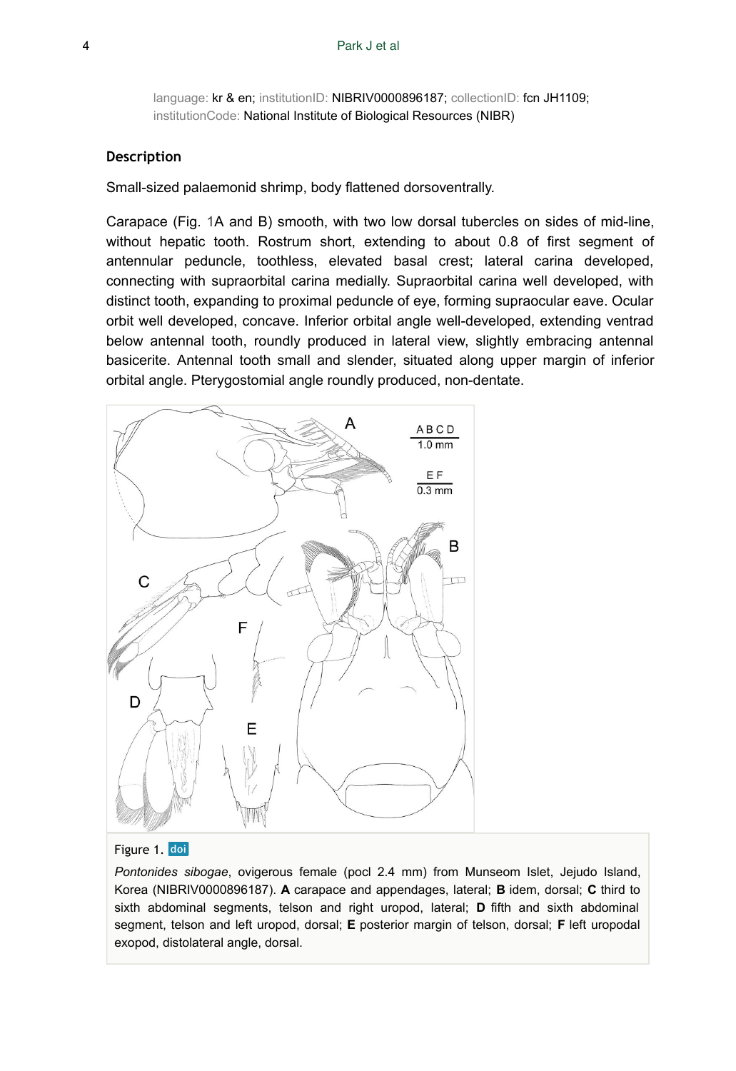language: kr & en; institutionID: NIBRIV0000896187; collectionID: fcn JH1109; institutionCode: National Institute of Biological Resources (NIBR)

### Description

Small-sized palaemonid shrimp, body flattened dorsoventrally.

Carapace (Fig. 1A and B) smooth, with two low dorsal tubercles on sides of mid-line, without hepatic tooth. Rostrum short, extending to about 0.8 of first segment of antennular peduncle, toothless, elevated basal crest; lateral carina developed, connecting with supraorbital carina medially. Supraorbital carina well developed, with distinct tooth, expanding to proximal peduncle of eye, forming supraocular eave. Ocular orbit well developed, concave. Inferior orbital angle well-developed, extending ventrad below antennal tooth, roundly produced in lateral view, slightly embracing antennal basicerite. Antennal tooth small and slender, situated along upper margin of inferior orbital angle. Pterygostomial angle roundly produced, non-dentate.

Figure 1. doi

*Pontonides sibogae*, ovigerous female (pocl 2.4 mm) from Munseom Islet, Jejudo Island, Korea (NIBRIV0000896187). **A** carapace and appendages, lateral; **B** idem, dorsal; **C** third to sixth abdominal segments, telson and right uropod, lateral; **D** fifth and sixth abdominal segment, telson and left uropod, dorsal; **E** posterior margin of telson, dorsal; **F** left uropodal exopod, distolateral angle, dorsal.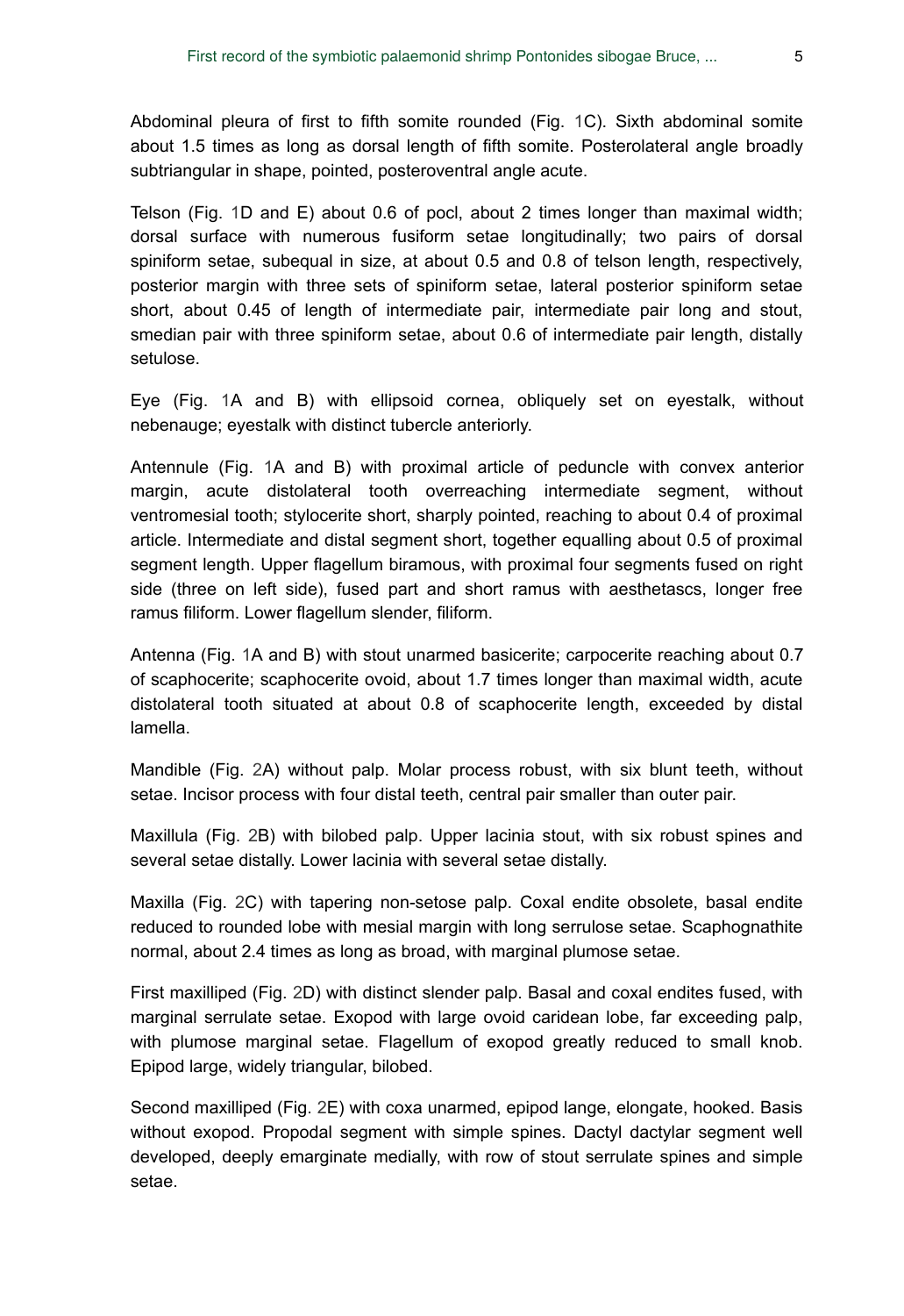Abdominal pleura of first to fifth somite rounded (Fig. 1C). Sixth abdominal somite about 1.5 times as long as dorsal length of fifth somite. Posterolateral angle broadly subtriangular in shape, pointed, posteroventral angle acute.

Telson (Fig. 1D and E) about 0.6 of pocl, about 2 times longer than maximal width; dorsal surface with numerous fusiform setae longitudinally; two pairs of dorsal spiniform setae, subequal in size, at about 0.5 and 0.8 of telson length, respectively, posterior margin with three sets of spiniform setae, lateral posterior spiniform setae short, about 0.45 of length of intermediate pair, intermediate pair long and stout, smedian pair with three spiniform setae, about 0.6 of intermediate pair length, distally setulose.

Eye (Fig. 1A and B) with ellipsoid cornea, obliquely set on eyestalk, without nebenauge; eyestalk with distinct tubercle anteriorly.

Antennule (Fig. 1A and B) with proximal article of peduncle with convex anterior margin, acute distolateral tooth overreaching intermediate segment, without ventromesial tooth; stylocerite short, sharply pointed, reaching to about 0.4 of proximal article. Intermediate and distal segment short, together equalling about 0.5 of proximal segment length. Upper flagellum biramous, with proximal four segments fused on right side (three on left side), fused part and short ramus with aesthetascs, longer free ramus filiform. Lower flagellum slender, filiform.

Antenna (Fig. 1A and B) with stout unarmed basicerite; carpocerite reaching about 0.7 of scaphocerite; scaphocerite ovoid, about 1.7 times longer than maximal width, acute distolateral tooth situated at about 0.8 of scaphocerite length, exceeded by distal lamella.

Mandible (Fig. 2A) without palp. Molar process robust, with six blunt teeth, without setae. Incisor process with four distal teeth, central pair smaller than outer pair.

Maxillula (Fig. 2B) with bilobed palp. Upper lacinia stout, with six robust spines and several setae distally. Lower lacinia with several setae distally.

Maxilla (Fig. 2C) with tapering non-setose palp. Coxal endite obsolete, basal endite reduced to rounded lobe with mesial margin with long serrulose setae. Scaphognathite normal, about 2.4 times as long as broad, with marginal plumose setae.

First maxilliped (Fig. 2D) with distinct slender palp. Basal and coxal endites fused, with marginal serrulate setae. Exopod with large ovoid caridean lobe, far exceeding palp, with plumose marginal setae. Flagellum of exopod greatly reduced to small knob. Epipod large, widely triangular, bilobed.

Second maxilliped (Fig. 2E) with coxa unarmed, epipod lange, elongate, hooked. Basis without exopod. Propodal segment with simple spines. Dactyl dactylar segment well developed, deeply emarginate medially, with row of stout serrulate spines and simple setae.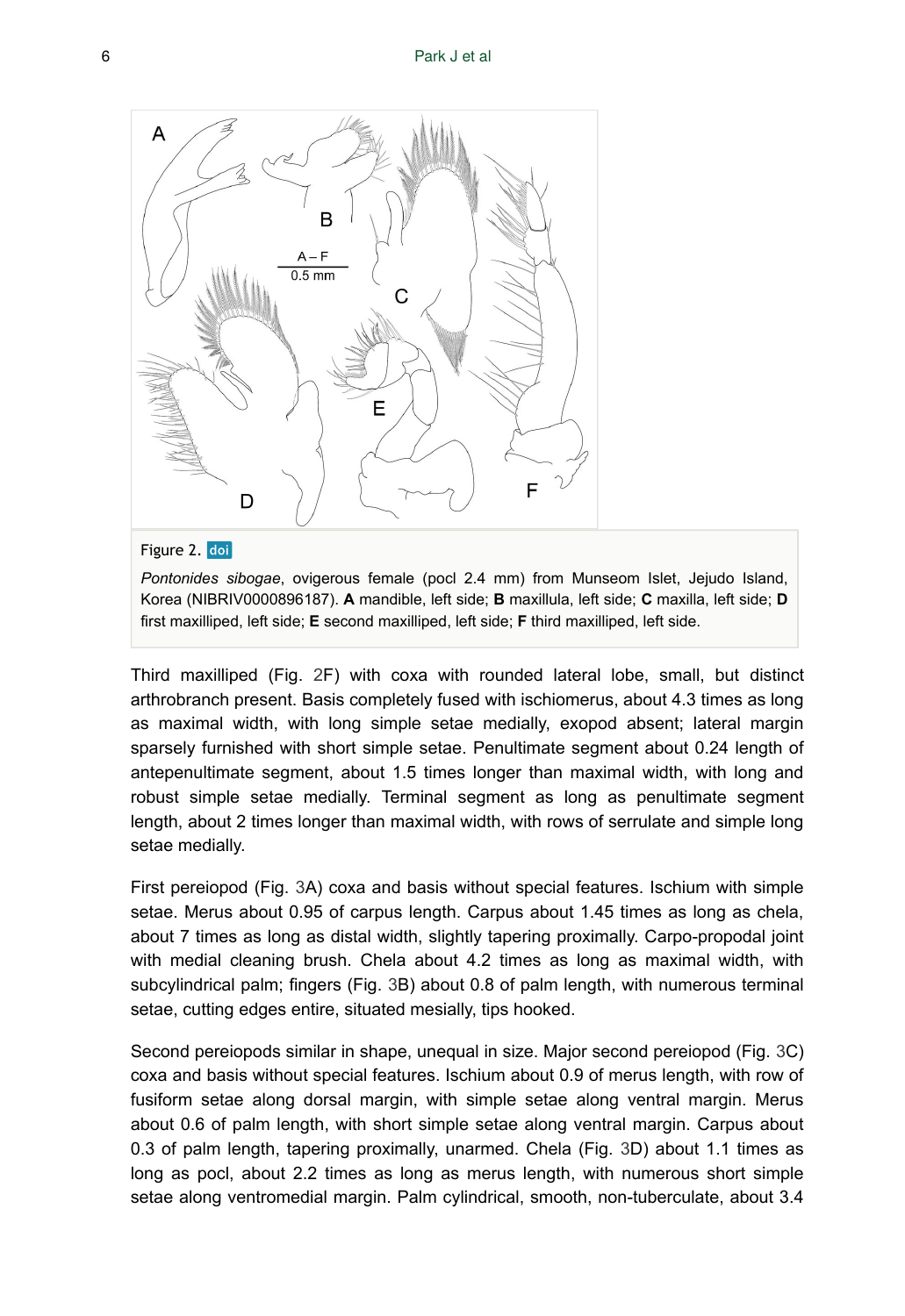Figure 2. doi

*Pontonides sibogae*, ovigerous female (pocl 2.4 mm) from Munseom Islet, Jejudo Island, Korea (NIBRIV0000896187). **A** mandible, left side; **B** maxillula, left side; **C** maxilla, left side; **D** first maxilliped, left side; **E** second maxilliped, left side; **F** third maxilliped, left side.

Third maxilliped (Fig. 2F) with coxa with rounded lateral lobe, small, but distinct arthrobranch present. Basis completely fused with ischiomerus, about 4.3 times as long as maximal width, with long simple setae medially, exopod absent; lateral margin sparsely furnished with short simple setae. Penultimate segment about 0.24 length of antepenultimate segment, about 1.5 times longer than maximal width, with long and robust simple setae medially. Terminal segment as long as penultimate segment length, about 2 times longer than maximal width, with rows of serrulate and simple long setae medially.

First pereiopod (Fig. 3A) coxa and basis without special features. Ischium with simple setae. Merus about 0.95 of carpus length. Carpus about 1.45 times as long as chela, about 7 times as long as distal width, slightly tapering proximally. Carpo-propodal joint with medial cleaning brush. Chela about 4.2 times as long as maximal width, with subcylindrical palm; fingers (Fig. 3B) about 0.8 of palm length, with numerous terminal setae, cutting edges entire, situated mesially, tips hooked.

Second pereiopods similar in shape, unequal in size. Major second pereiopod (Fig. 3C) coxa and basis without special features. Ischium about 0.9 of merus length, with row of fusiform setae along dorsal margin, with simple setae along ventral margin. Merus about 0.6 of palm length, with short simple setae along ventral margin. Carpus about 0.3 of palm length, tapering proximally, unarmed. Chela (Fig. 3D) about 1.1 times as long as pocl, about 2.2 times as long as merus length, with numerous short simple setae along ventromedial margin. Palm cylindrical, smooth, non-tuberculate, about 3.4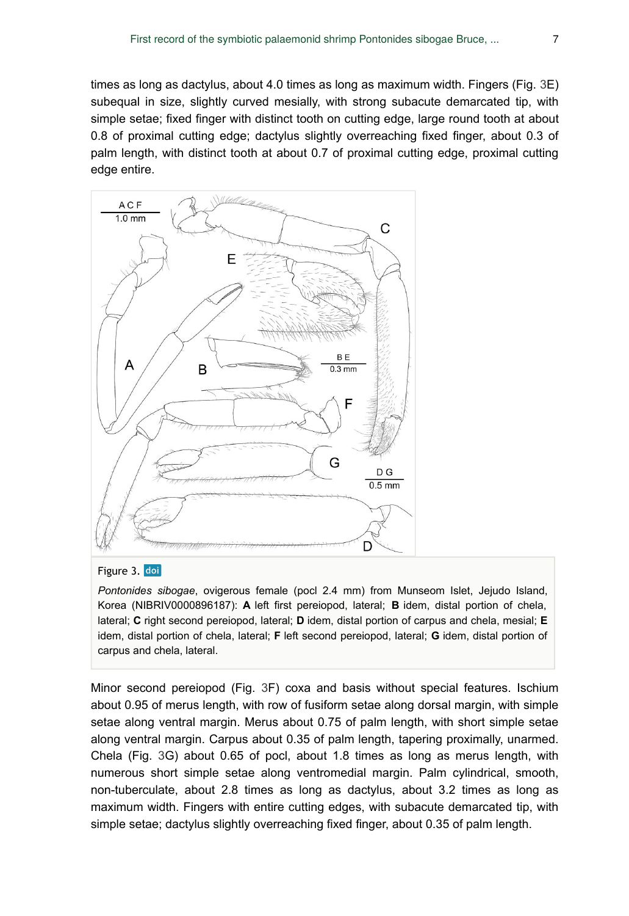times as long as dactylus, about 4.0 times as long as maximum width. Fingers (Fig. 3E) subequal in size, slightly curved mesially, with strong subacute demarcated tip, with simple setae; fixed finger with distinct tooth on cutting edge, large round tooth at about 0.8 of proximal cutting edge; dactylus slightly overreaching fixed finger, about 0.3 of palm length, with distinct tooth at about 0.7 of proximal cutting edge, proximal cutting edge entire.

Figure 3. doi

*Pontonides sibogae*, ovigerous female (pocl 2.4 mm) from Munseom Islet, Jejudo Island, Korea (NIBRIV0000896187): **A** left first pereiopod, lateral; **B** idem, distal portion of chela, lateral; **C** right second pereiopod, lateral; **D** idem, distal portion of carpus and chela, mesial; **E** idem, distal portion of chela, lateral; **F** left second pereiopod, lateral; **G** idem, distal portion of carpus and chela, lateral.

Minor second pereiopod (Fig. 3F) coxa and basis without special features. Ischium about 0.95 of merus length, with row of fusiform setae along dorsal margin, with simple setae along ventral margin. Merus about 0.75 of palm length, with short simple setae along ventral margin. Carpus about 0.35 of palm length, tapering proximally, unarmed. Chela (Fig. 3G) about 0.65 of pocl, about 1.8 times as long as merus length, with numerous short simple setae along ventromedial margin. Palm cylindrical, smooth, non-tuberculate, about 2.8 times as long as dactylus, about 3.2 times as long as maximum width. Fingers with entire cutting edges, with subacute demarcated tip, with simple setae; dactylus slightly overreaching fixed finger, about 0.35 of palm length.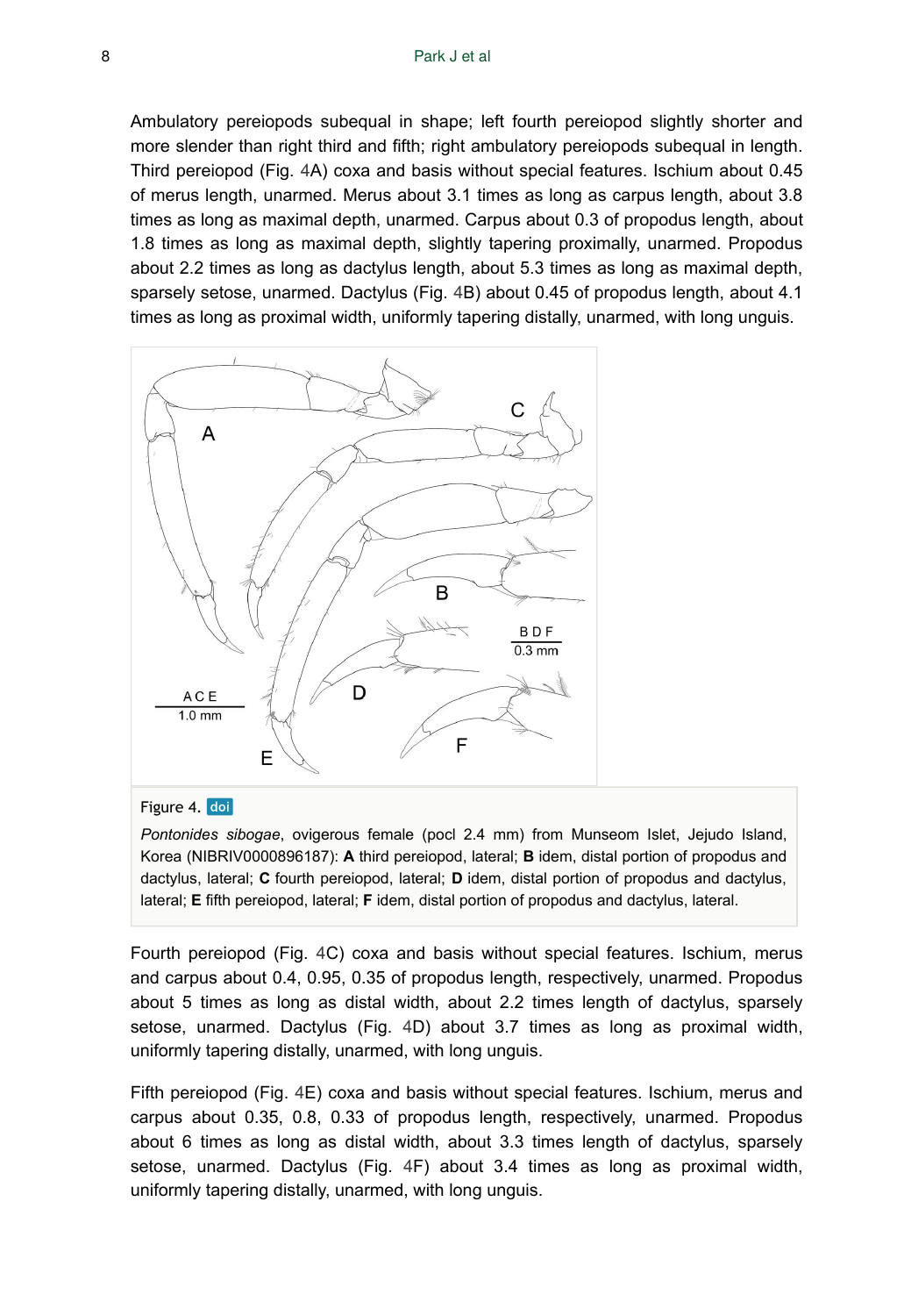Ambulatory pereiopods subequal in shape; left fourth pereiopod slightly shorter and more slender than right third and fifth; right ambulatory pereiopods subequal in length. Third pereiopod (Fig. 4A) coxa and basis without special features. Ischium about 0.45 of merus length, unarmed. Merus about 3.1 times as long as carpus length, about 3.8 times as long as maximal depth, unarmed. Carpus about 0.3 of propodus length, about 1.8 times as long as maximal depth, slightly tapering proximally, unarmed. Propodus about 2.2 times as long as dactylus length, about 5.3 times as long as maximal depth, sparsely setose, unarmed. Dactylus (Fig. 4B) about 0.45 of propodus length, about 4.1 times as long as proximal width, uniformly tapering distally, unarmed, with long unguis.

Figure 4. doi

*Pontonides sibogae*, ovigerous female (pocl 2.4 mm) from Munseom Islet, Jejudo Island, Korea (NIBRIV0000896187): **A** third pereiopod, lateral; **B** idem, distal portion of propodus and dactylus, lateral; **C** fourth pereiopod, lateral; **D** idem, distal portion of propodus and dactylus, lateral; **E** fifth pereiopod, lateral; **F** idem, distal portion of propodus and dactylus, lateral.

Fourth pereiopod (Fig. 4C) coxa and basis without special features. Ischium, merus and carpus about 0.4, 0.95, 0.35 of propodus length, respectively, unarmed. Propodus about 5 times as long as distal width, about 2.2 times length of dactylus, sparsely setose, unarmed. Dactylus (Fig. 4D) about 3.7 times as long as proximal width, uniformly tapering distally, unarmed, with long unguis.

Fifth pereiopod (Fig. 4E) coxa and basis without special features. Ischium, merus and carpus about 0.35, 0.8, 0.33 of propodus length, respectively, unarmed. Propodus about 6 times as long as distal width, about 3.3 times length of dactylus, sparsely setose, unarmed. Dactylus (Fig. 4F) about 3.4 times as long as proximal width, uniformly tapering distally, unarmed, with long unguis.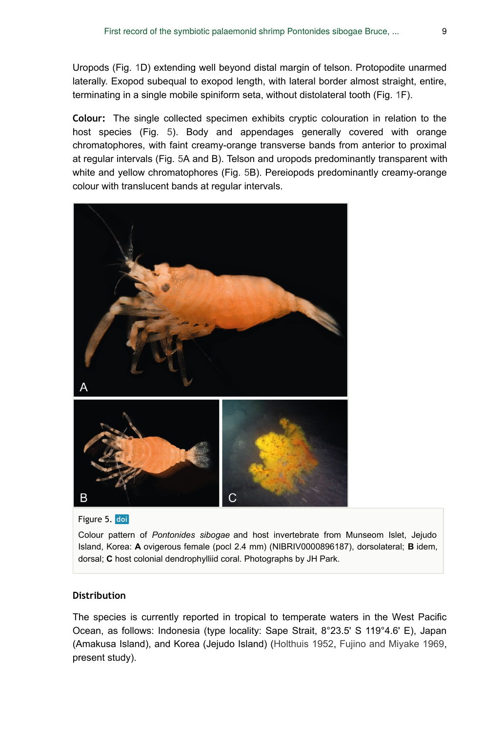Uropods (Fig. 1D) extending well beyond distal margin of telson. Protopodite unarmed laterally. Exopod subequal to exopod length, with lateral border almost straight, entire, terminating in a single mobile spiniform seta, without distolateral tooth (Fig. 1F).

**Colour:** The single collected specimen exhibits cryptic colouration in relation to the host species (Fig. 5). Body and appendages generally covered with orange chromatophores, with faint creamy-orange transverse bands from anterior to proximal at regular intervals (Fig. 5A and B). Telson and uropods predominantly transparent with white and yellow chromatophores (Fig. 5B). Pereiopods predominantly creamy-orange colour with translucent bands at regular intervals.

Figure 5. doi

Colour pattern of *Pontonides sibogae* and host invertebrate from Munseom Islet, Jejudo Island, Korea: **A** ovigerous female (pocl 2.4 mm) (NIBRIV0000896187), dorsolateral; **B** idem, dorsal; **C** host colonial dendrophylliid coral. Photographs by JH Park.

### Distribution

The species is currently reported in tropical to temperate waters in the West Pacific Ocean, as follows: Indonesia (type locality: Sape Strait, 8°23.5' S 119°4.6' E), Japan (Amakusa Island), and Korea (Jejudo Island) (Holthuis 1952, Fujino and Miyake 1969, present study).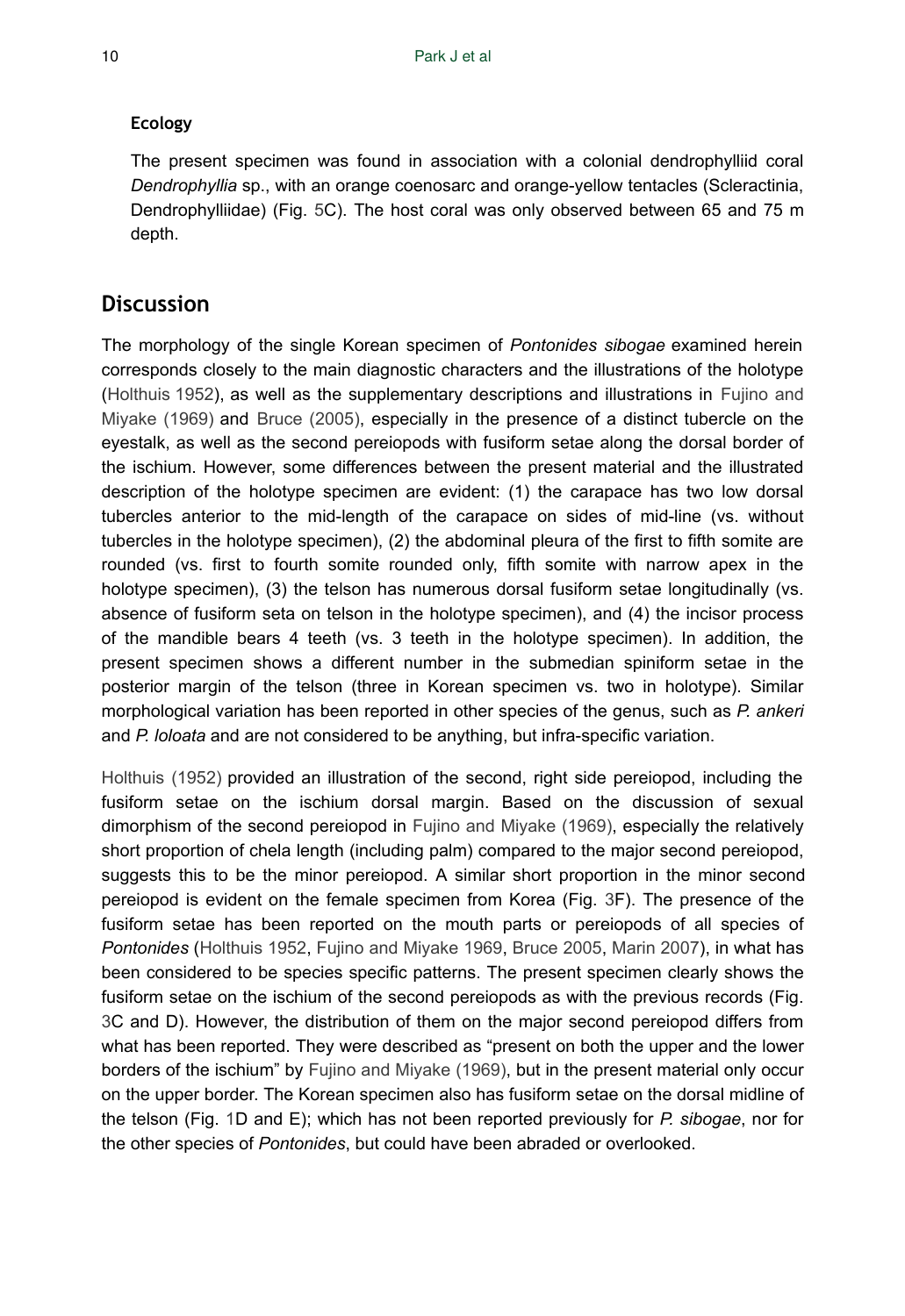### Ecology

The present specimen was found in association with a colonial dendrophylliid coral *Dendrophyllia* sp., with an orange coenosarc and orange-yellow tentacles (Scleractinia, Dendrophylliidae) (Fig. 5C). The host coral was only observed between 65 and 75 m depth.

## Discussion

The morphology of the single Korean specimen of *Pontonides sibogae* examined herein corresponds closely to the main diagnostic characters and the illustrations of the holotype (Holthuis 1952), as well as the supplementary descriptions and illustrations in Fujino and Miyake (1969) and Bruce (2005), especially in the presence of a distinct tubercle on the eyestalk, as well as the second pereiopods with fusiform setae along the dorsal border of the ischium. However, some differences between the present material and the illustrated description of the holotype specimen are evident: (1) the carapace has two low dorsal tubercles anterior to the mid-length of the carapace on sides of mid-line (vs. without tubercles in the holotype specimen), (2) the abdominal pleura of the first to fifth somite are rounded (vs. first to fourth somite rounded only, fifth somite with narrow apex in the holotype specimen), (3) the telson has numerous dorsal fusiform setae longitudinally (vs. absence of fusiform seta on telson in the holotype specimen), and (4) the incisor process of the mandible bears 4 teeth (vs. 3 teeth in the holotype specimen). In addition, the present specimen shows a different number in the submedian spiniform setae in the posterior margin of the telson (three in Korean specimen vs. two in holotype). Similar morphological variation has been reported in other species of the genus, such as *P. ankeri* and *P. loloata* and are not considered to be anything, but infra-specific variation.

Holthuis (1952) provided an illustration of the second, right side pereiopod, including the fusiform setae on the ischium dorsal margin. Based on the discussion of sexual dimorphism of the second pereiopod in Fujino and Miyake (1969), especially the relatively short proportion of chela length (including palm) compared to the major second pereiopod, suggests this to be the minor pereiopod. A similar short proportion in the minor second pereiopod is evident on the female specimen from Korea (Fig. 3F). The presence of the fusiform setae has been reported on the mouth parts or pereiopods of all species of *Pontonides* (Holthuis 1952, Fujino and Miyake 1969, Bruce 2005, Marin 2007), in what has been considered to be species specific patterns. The present specimen clearly shows the fusiform setae on the ischium of the second pereiopods as with the previous records (Fig. 3C and D). However, the distribution of them on the major second pereiopod differs from what has been reported. They were described as "present on both the upper and the lower borders of the ischium" by Fujino and Miyake (1969), but in the present material only occur on the upper border. The Korean specimen also has fusiform setae on the dorsal midline of the telson (Fig. 1D and E); which has not been reported previously for *P. sibogae*, nor for the other species of *Pontonides*, but could have been abraded or overlooked.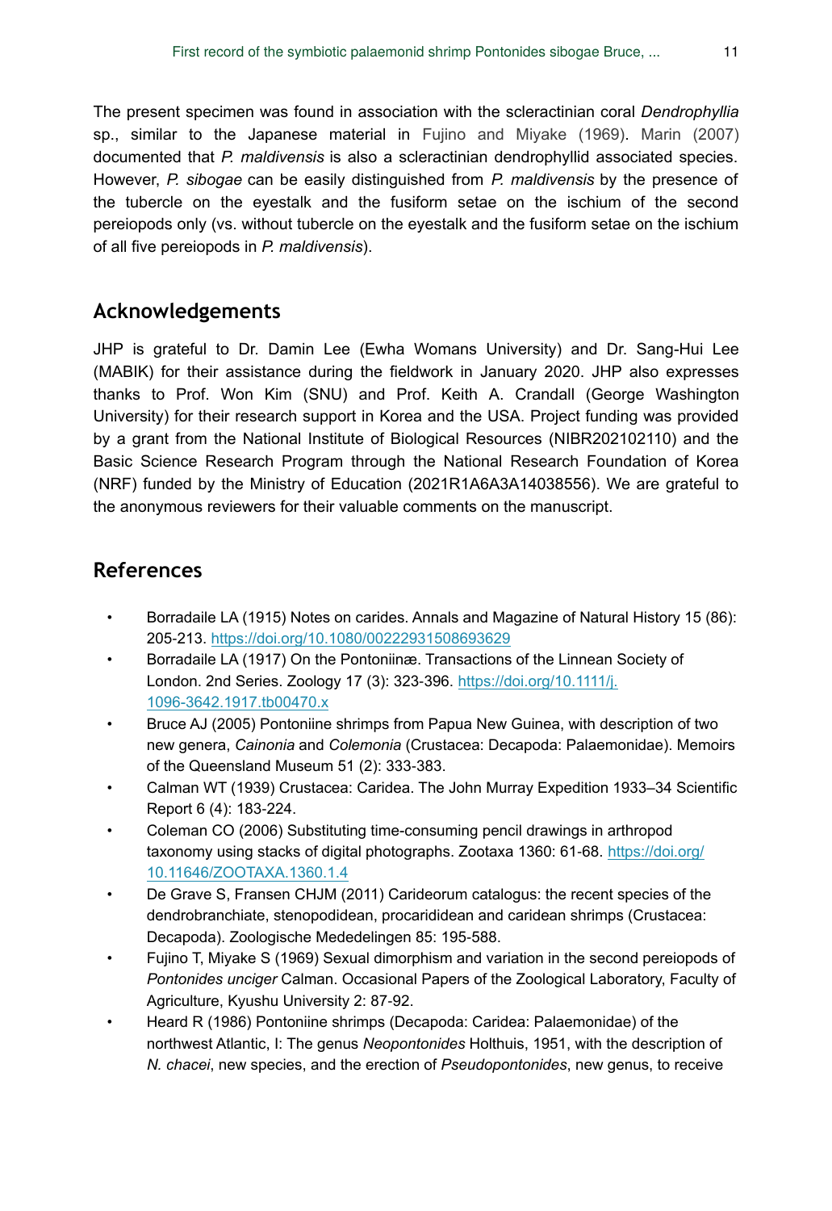The present specimen was found in association with the scleractinian coral *Dendrophyllia* sp., similar to the Japanese material in Fujino and Miyake (1969). Marin (2007) documented that *P. maldivensis* is also a scleractinian dendrophyllid associated species. However, *P. sibogae* can be easily distinguished from *P. maldivensis* by the presence of the tubercle on the eyestalk and the fusiform setae on the ischium of the second pereiopods only (vs. without tubercle on the eyestalk and the fusiform setae on the ischium of all five pereiopods in *P. maldivensis*).

## Acknowledgements

JHP is grateful to Dr. Damin Lee (Ewha Womans University) and Dr. Sang-Hui Lee (MABIK) for their assistance during the fieldwork in January 2020. JHP also expresses thanks to Prof. Won Kim (SNU) and Prof. Keith A. Crandall (George Washington University) for their research support in Korea and the USA. Project funding was provided by a grant from the National Institute of Biological Resources (NIBR202102110) and the Basic Science Research Program through the National Research Foundation of Korea (NRF) funded by the Ministry of Education (2021R1A6A3A14038556). We are grateful to the anonymous reviewers for their valuable comments on the manuscript.

## References

- Borradaile LA (1915) Notes on carides. Annals and Magazine of Natural History 15 (86): 205-213. https://doi.org/10.1080/00222931508693629
- Borradaile LA (1917) On the Pontoniinæ. Transactions of the Linnean Society of London. 2nd Series. Zoology 17 (3): 323-396. https://doi.org/10.1111/j.1096-3642.1917.tb00470.x
- Bruce AJ (2005) Pontoniine shrimps from Papua New Guinea, with description of two new genera, *Cainonia* and *Colemonia* (Crustacea: Decapoda: Palaemonidae). Memoirs of the Queensland Museum 51 (2): 333-383.
- Calman WT (1939) Crustacea: Caridea. The John Murray Expedition 1933–34 Scientific Report 6 (4): 183-224.
- Coleman CO (2006) Substituting time-consuming pencil drawings in arthropod taxonomy using stacks of digital photographs. Zootaxa 1360: 61-68. https://doi.org/10.11646/ZOOTAXA.1360.1.4
- De Grave S, Fransen CHJM (2011) Carideorum catalogus: the recent species of the dendrobranchiate, stenopodidean, procarididean and caridean shrimps (Crustacea: Decapoda). Zoologische Mededelingen 85: 195-588.
- Fujino T, Miyake S (1969) Sexual dimorphism and variation in the second pereiopods of *Pontonides unciger* Calman. Occasional Papers of the Zoological Laboratory, Faculty of Agriculture, Kyushu University 2: 87-92.
- Heard R (1986) Pontoniine shrimps (Decapoda: Caridea: Palaemonidae) of the northwest Atlantic, I: The genus *Neopontonides* Holthuis, 1951, with the description of *N. chacei*, new species, and the erection of *Pseudopontonides*, new genus, to receive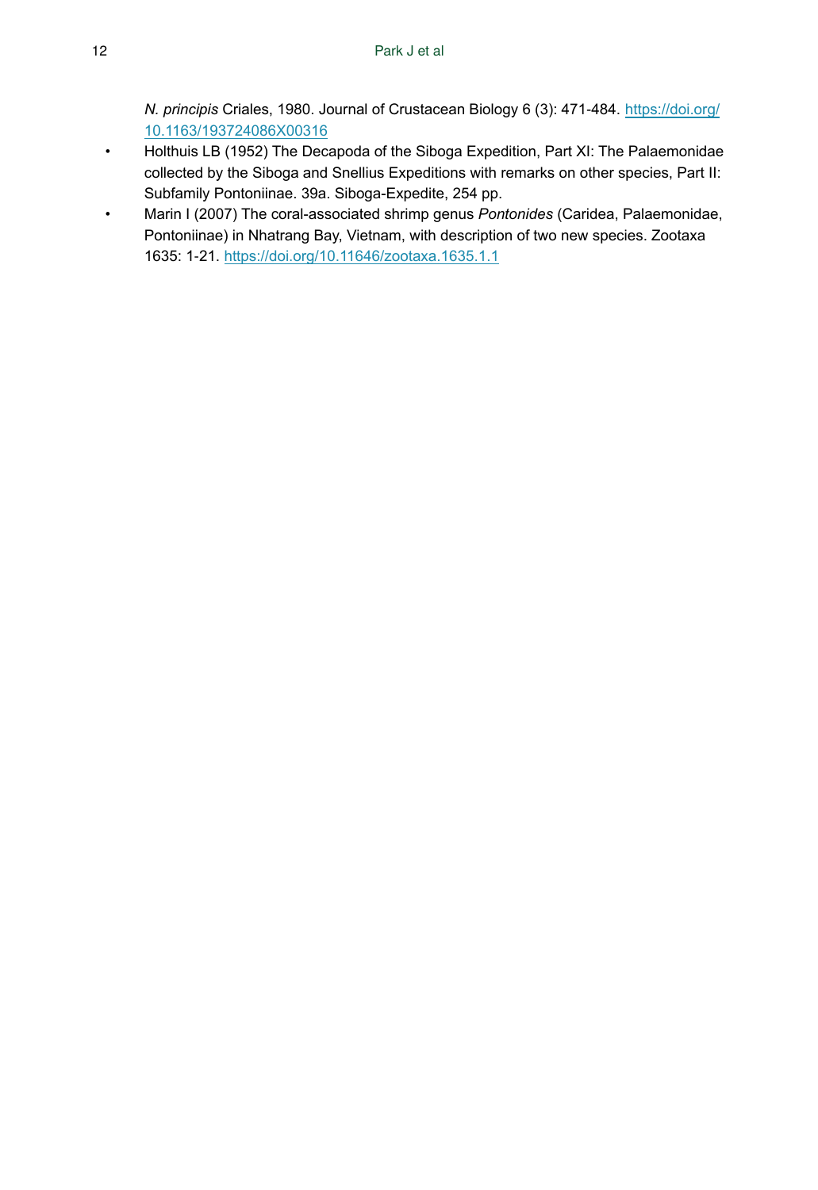*N. principis* Criales, 1980. Journal of Crustacean Biology 6 (3): 471-484. https://doi.org/10.1163/193724086X00316

- Holthuis LB (1952) The Decapoda of the Siboga Expedition, Part XI: The Palaemonidae collected by the Siboga and Snellius Expeditions with remarks on other species, Part II: Subfamily Pontoniinae. 39a. Siboga-Expedite, 254 pp.
- Marin I (2007) The coral-associated shrimp genus *Pontonides* (Caridea, Palaemonidae, Pontoniinae) in Nhatrang Bay, Vietnam, with description of two new species. Zootaxa 1635: 1-21. https://doi.org/10.11646/zootaxa.1635.1.1